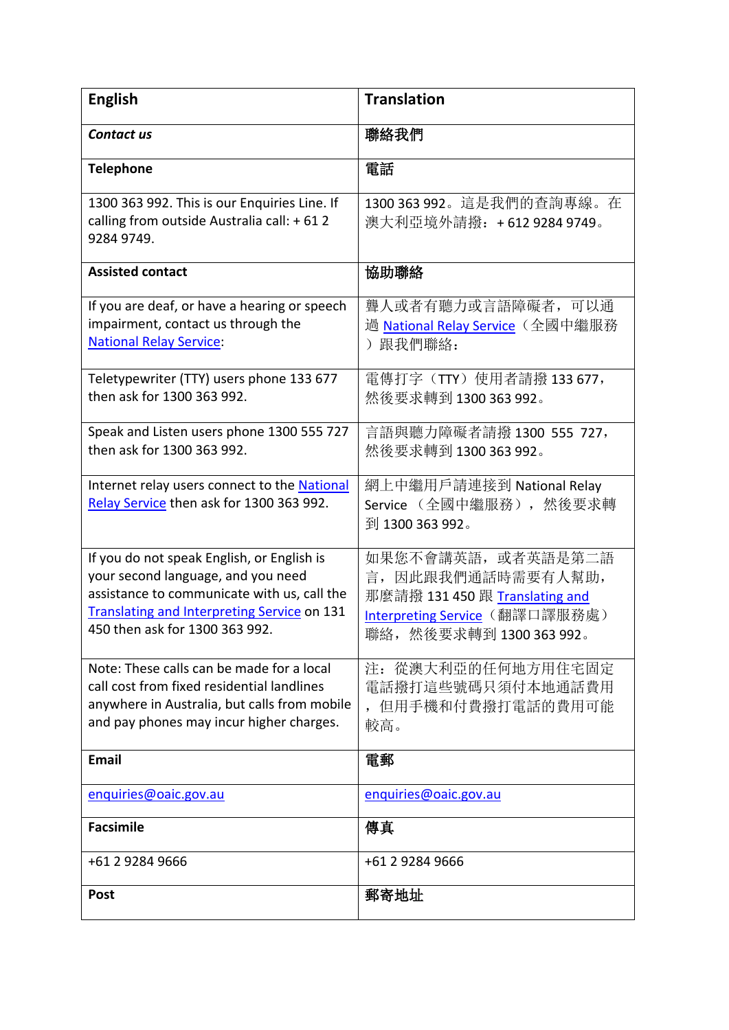| English | Translation |
|---|---|
| ***Contact us*** | **聯絡我們** |
| **Telephone** | **電話** |
| 1300 363 992. This is our Enquiries Line. If calling from outside Australia call: + 61 2 9284 9749. | 1300 363 992。這是我們的查詢專線。在澳大利亞境外請撥：+ 612 9284 9749。 |
| **Assisted contact** | **協助聯絡** |
| If you are deaf, or have a hearing or speech impairment, contact us through the National Relay Service: | 聾人或者有聽力或言語障礙者，可以通過 National Relay Service（全國中繼服務）跟我們聯絡： |
| Teletypewriter (TTY) users phone 133 677 then ask for 1300 363 992. | 電傳打字（TTY）使用者請撥 133 677，然後要求轉到 1300 363 992。 |
| Speak and Listen users phone 1300 555 727 then ask for 1300 363 992. | 言語與聽力障礙者請撥 1300 555 727，然後要求轉到 1300 363 992。 |
| Internet relay users connect to the National Relay Service then ask for 1300 363 992. | 網上中繼用戶請連接到 National Relay Service （全國中繼服務），然後要求轉到 1300 363 992。 |
| If you do not speak English, or English is your second language, and you need assistance to communicate with us, call the Translating and Interpreting Service on 131 450 then ask for 1300 363 992. | 如果您不會講英語，或者英語是第二語言，因此跟我們通話時需要有人幫助，那麼請撥 131 450 跟 Translating and Interpreting Service（翻譯口譯服務處）聯絡，然後要求轉到 1300 363 992。 |
| Note: These calls can be made for a local call cost from fixed residential landlines anywhere in Australia, but calls from mobile and pay phones may incur higher charges. | 注：從澳大利亞的任何地方用住宅固定電話撥打這些號碼只須付本地通話費用，但用手機和付費撥打電話的費用可能較高。 |
| **Email** | **電郵** |
| enquiries@oaic.gov.au | enquiries@oaic.gov.au |
| **Facsimile** | **傳真** |
| +61 2 9284 9666 | +61 2 9284 9666 |
| **Post** | **郵寄地址** |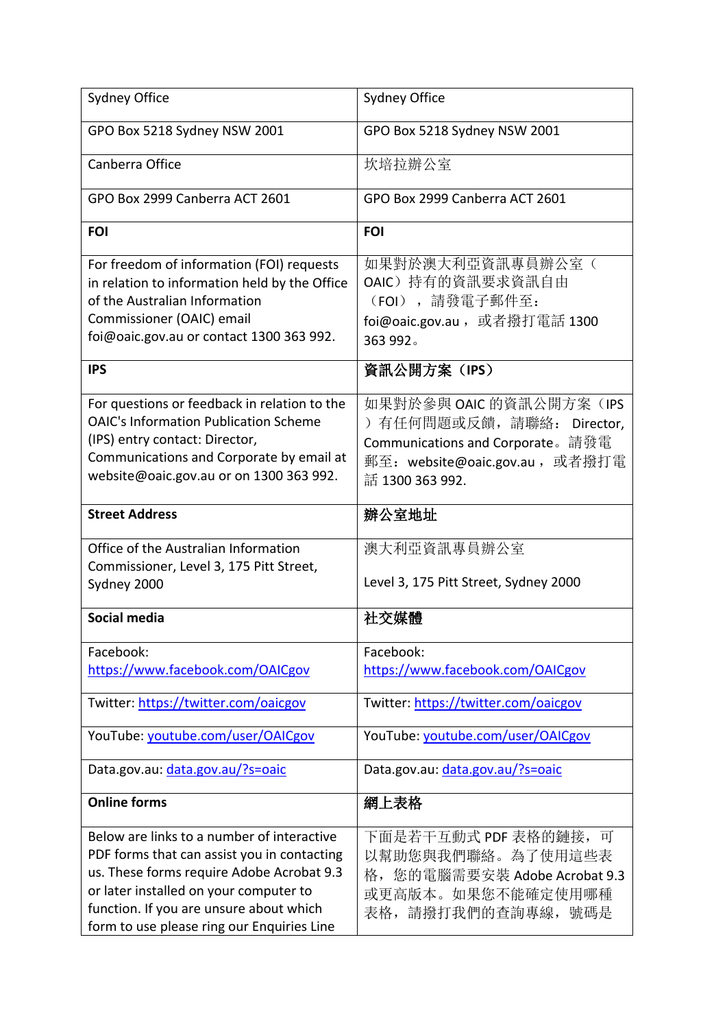| Sydney Office | Sydney Office |
|---|---|
| GPO Box 5218 Sydney NSW 2001 | GPO Box 5218 Sydney NSW 2001 |
| Canberra Office | 坎培拉辦公室 |
| GPO Box 2999 Canberra ACT 2601 | GPO Box 2999 Canberra ACT 2601 |
| **FOI** | **FOI** |
| For freedom of information (FOI) requests in relation to information held by the Office of the Australian Information Commissioner (OAIC) email foi@oaic.gov.au or contact 1300 363 992. | 如果對於澳大利亞資訊專員辦公室（OAIC）持有的資訊要求資訊自由（FOI），請發電子郵件至：foi@oaic.gov.au，或者撥打電話 1300 363 992。 |
| **IPS** | **資訊公開方案（IPS）** |
| For questions or feedback in relation to the OAIC's Information Publication Scheme (IPS) entry contact: Director, Communications and Corporate by email at website@oaic.gov.au or on 1300 363 992. | 如果對於參與 OAIC 的資訊公開方案（IPS）有任何問題或反饋，請聯絡：Director, Communications and Corporate。請發電郵至：website@oaic.gov.au，或者撥打電話 1300 363 992. |
| **Street Address** | **辦公室地址** |
| Office of the Australian Information Commissioner, Level 3, 175 Pitt Street, Sydney 2000 | 澳大利亞資訊專員辦公室<br><br>Level 3, 175 Pitt Street, Sydney 2000 |
| **Social media** | **社交媒體** |
| Facebook: https://www.facebook.com/OAICgov | Facebook: https://www.facebook.com/OAICgov |
| Twitter: https://twitter.com/oaicgov | Twitter: https://twitter.com/oaicgov |
| YouTube: youtube.com/user/OAICgov | YouTube: youtube.com/user/OAICgov |
| Data.gov.au: data.gov.au/?s=oaic | Data.gov.au: data.gov.au/?s=oaic |
| **Online forms** | **網上表格** |
| Below are links to a number of interactive PDF forms that can assist you in contacting us. These forms require Adobe Acrobat 9.3 or later installed on your computer to function. If you are unsure about which form to use please ring our Enquiries Line | 下面是若干互動式 PDF 表格的鏈接，可以幫助您與我們聯絡。為了使用這些表格，您的電腦需要安裝 Adobe Acrobat 9.3 或更高版本。如果您不能確定使用哪種表格，請撥打我們的查詢專線，號碼是 |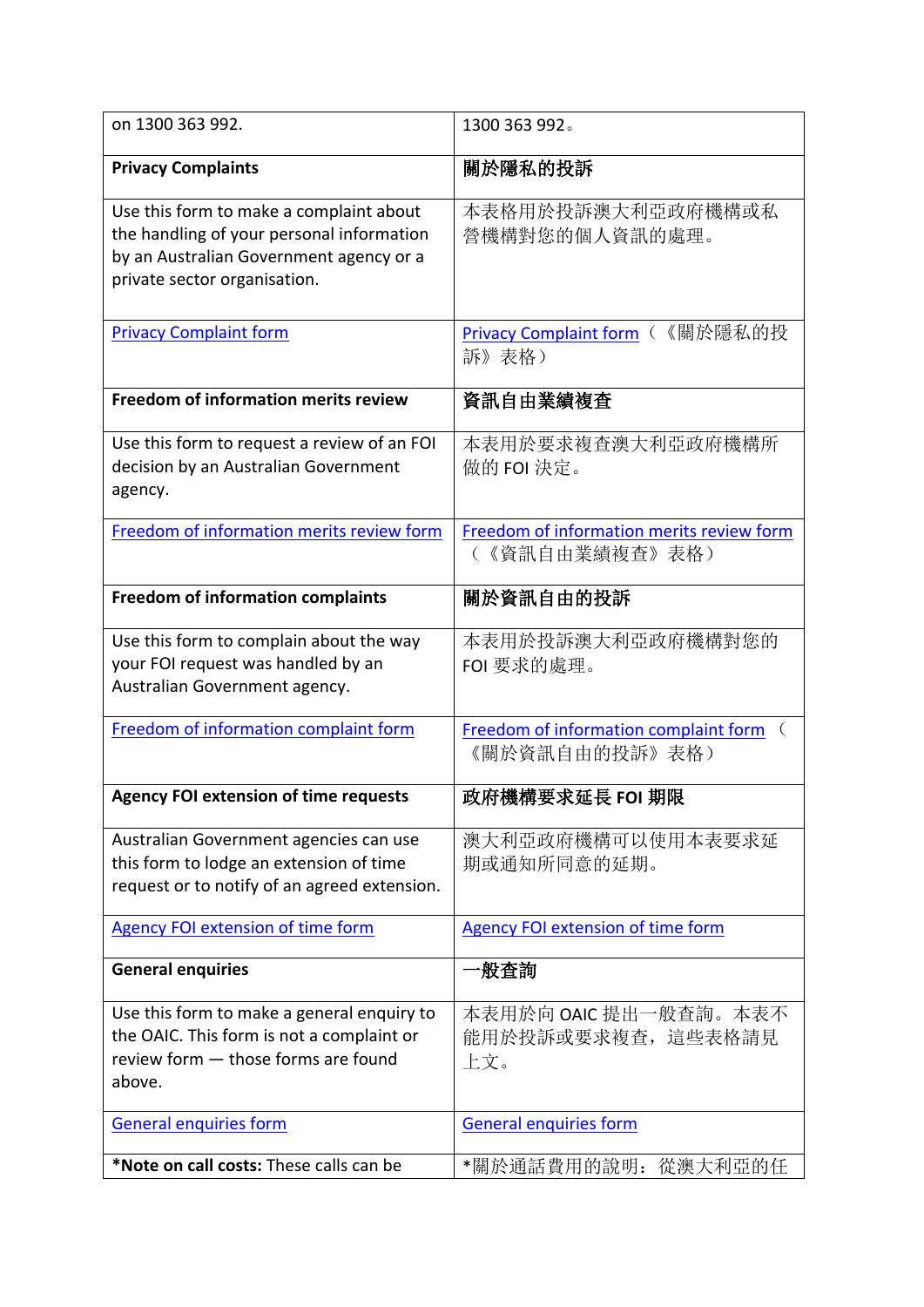| on 1300 363 992. | 1300 363 992。 |
|---|---|
| **Privacy Complaints** | **關於隱私的投訴** |
| Use this form to make a complaint about the handling of your personal information by an Australian Government agency or a private sector organisation. | 本表格用於投訴澳大利亞政府機構或私營機構對您的個人資訊的處理。 |
| Privacy Complaint form | Privacy Complaint form（《關於隱私的投訴》表格） |
| **Freedom of information merits review** | **資訊自由業績複查** |
| Use this form to request a review of an FOI decision by an Australian Government agency. | 本表用於要求複查澳大利亞政府機構所做的 FOI 決定。 |
| Freedom of information merits review form | Freedom of information merits review form（《資訊自由業績複查》表格） |
| **Freedom of information complaints** | **關於資訊自由的投訴** |
| Use this form to complain about the way your FOI request was handled by an Australian Government agency. | 本表用於投訴澳大利亞政府機構對您的 FOI 要求的處理。 |
| Freedom of information complaint form | Freedom of information complaint form（《關於資訊自由的投訴》表格） |
| **Agency FOI extension of time requests** | **政府機構要求延長 FOI 期限** |
| Australian Government agencies can use this form to lodge an extension of time request or to notify of an agreed extension. | 澳大利亞政府機構可以使用本表要求延期或通知所同意的延期。 |
| Agency FOI extension of time form | Agency FOI extension of time form |
| **General enquiries** | **一般查詢** |
| Use this form to make a general enquiry to the OAIC. This form is not a complaint or review form — those forms are found above. | 本表用於向 OAIC 提出一般查詢。本表不能用於投訴或要求複查，這些表格請見上文。 |
| General enquiries form | General enquiries form |
| ***Note on call costs:** These calls can be | *關於通話費用的說明：從澳大利亞的任 |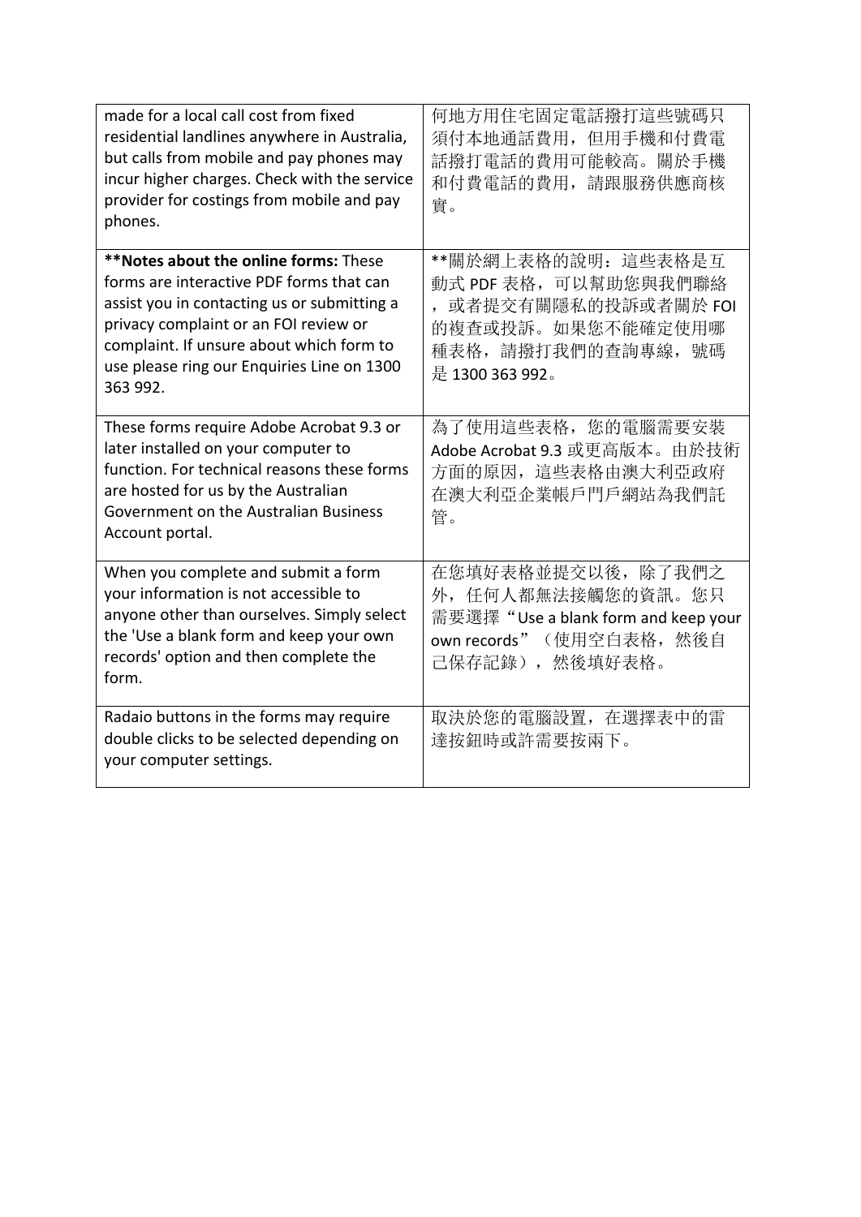| | |
|---|---|
| made for a local call cost from fixed residential landlines anywhere in Australia, but calls from mobile and pay phones may incur higher charges. Check with the service provider for costings from mobile and pay phones. | 何地方用住宅固定電話撥打這些號碼只須付本地通話費用，但用手機和付費電話撥打電話的費用可能較高。關於手機和付費電話的費用，請跟服務供應商核實。 |
| **\*\*Notes about the online forms:** These forms are interactive PDF forms that can assist you in contacting us or submitting a privacy complaint or an FOI review or complaint. If unsure about which form to use please ring our Enquiries Line on 1300 363 992. | **關於網上表格的說明：這些表格是互動式 PDF 表格，可以幫助您與我們聯絡，或者提交有關隱私的投訴或者關於 FOI 的複查或投訴。如果您不能確定使用哪種表格，請撥打我們的查詢專線，號碼是 1300 363 992。 |
| These forms require Adobe Acrobat 9.3 or later installed on your computer to function. For technical reasons these forms are hosted for us by the Australian Government on the Australian Business Account portal. | 為了使用這些表格，您的電腦需要安裝 Adobe Acrobat 9.3 或更高版本。由於技術方面的原因，這些表格由澳大利亞政府在澳大利亞企業帳戶門戶網站為我們託管。 |
| When you complete and submit a form your information is not accessible to anyone other than ourselves. Simply select the 'Use a blank form and keep your own records' option and then complete the form. | 在您填好表格並提交以後，除了我們之外，任何人都無法接觸您的資訊。您只需要選擇"Use a blank form and keep your own records"（使用空白表格，然後自己保存記錄），然後填好表格。 |
| Radaio buttons in the forms may require double clicks to be selected depending on your computer settings. | 取決於您的電腦設置，在選擇表中的雷達按鈕時或許需要按兩下。 |